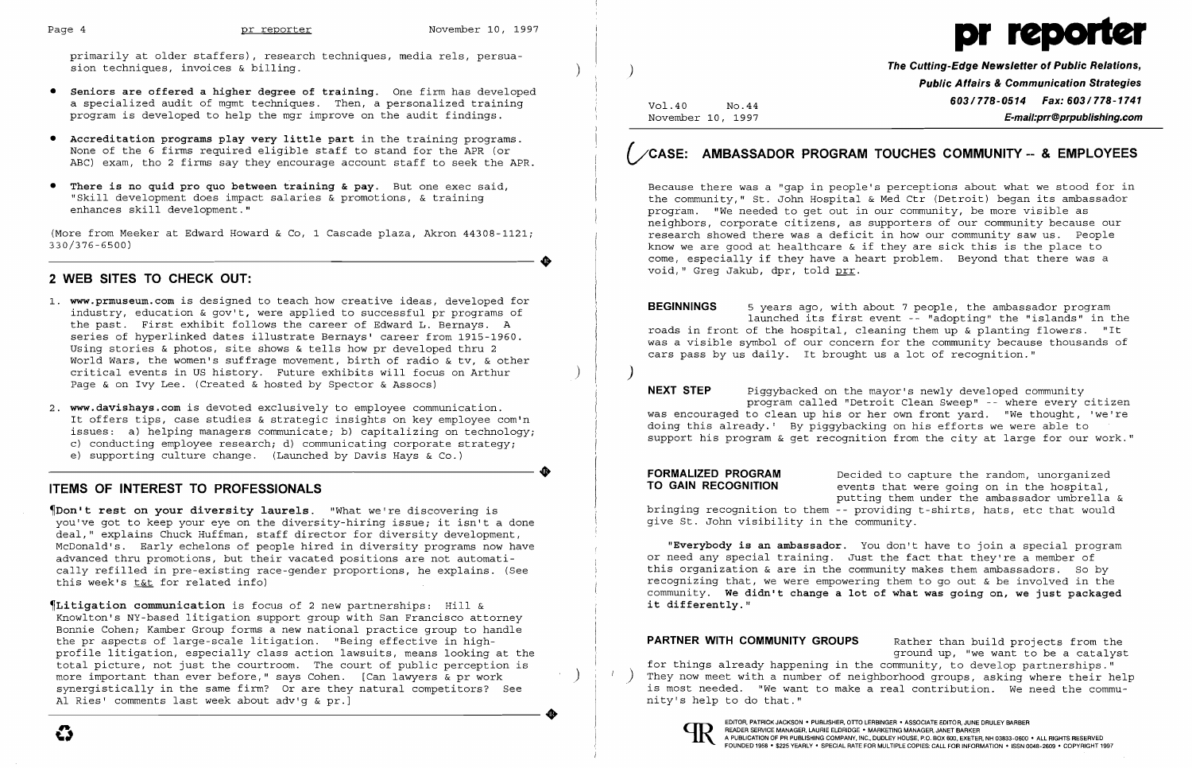primarily at older staffers), research techniques, media rels, persuasion techniques, invoices & billing.

- **Seniors are offered a higher degree of training.** One firm has developed a specialized audit of mgmt techniques. Then, a personalized training program is developed to help the mgr improve on the audit findings.
- **Accreditation programs play very little part** in the training programs. None of the 6 firms required eligible staff to stand for the APR (or ABC) exam, tho 2 firms say they encourage account staff to seek the APR.
- **There is no quid pro quo between training & pay.** But one exec said, "Skill development does impact salaries & promotions, & training enhances skill development."

(More from Meeker at Edward Howard & Co, 1 Cascade plaza, Akron 44308-1121; 330/376-6500)

## 2 WEB SITES TO CHECK OUT:

1. **www.prmuseum.com** is designed to teach how creative ideas, developed for industry, education & gov't, were applied to successful pr programs of the past. First exhibit follows the career of Edward L. Bernays. A series of hyperlinked dates illustrate Bernays' career from 1915-1960. Using stories & photos, site shows & tells how pr developed thru 2 World Wars, the women's suffrage movement, birth of radio & tv, & other critical events in US history. Future exhibits will focus on Arthur Page & on Ivy Lee. (Created & hosted by Spector & Assocs)
2. **www.davishays.com** is devoted exclusively to employee communication. It offers tips, case studies & strategic insights on key employee com'n issues: a) helping managers communicate; b) capitalizing on technology; c) conducting employee research; d) communicating corporate strategy; e) supporting culture change. (Launched by Davis Hays & Co.)

## ITEMS OF INTEREST TO PROFESSIONALS

¶**Don't rest on your diversity laurels.** "What we're discovering is you've got to keep your eye on the diversity-hiring issue; it isn't a done deal," explains Chuck Huffman, staff director for diversity development, McDonald's. Early echelons of people hired in diversity programs now have advanced thru promotions, but their vacated positions are not automatically refilled in pre-existing race-gender proportions, he explains. (See this week's t&t for related info)

¶**Litigation communication** is focus of 2 new partnerships: Hill & Knowlton's NY-based litigation support group with San Francisco attorney Bonnie Cohen; Kamber Group forms a new national practice group to handle the pr aspects of large-scale litigation. "Being effective in high-profile litigation, especially class action lawsuits, means looking at the total picture, not just the courtroom. The court of public perception is more important than ever before," says Cohen. [Can lawyers & pr work synergistically in the same firm? Or are they natural competitors? See Al Ries' comments last week about adv'g & pr.]

# pr reporter

**The Cutting-Edge Newsletter of Public Relations, Public Affairs & Communication Strategies**
**603/778-0514 Fax: 603/778-1741**
**E-mail:prr@prpublishing.com**

Vol.40 No.44
November 10, 1997

## CASE: AMBASSADOR PROGRAM TOUCHES COMMUNITY -- & EMPLOYEES

Because there was a "gap in people's perceptions about what we stood for in the community," St. John Hospital & Med Ctr (Detroit) began its ambassador program. "We needed to get out in our community, be more visible as neighbors, corporate citizens, as supporters of our community because our research showed there was a deficit in how our community saw us. People know we are good at healthcare & if they are sick this is the place to come, especially if they have a heart problem. Beyond that there was a void," Greg Jakub, dpr, told prr.

**BEGINNINGS** 5 years ago, with about 7 people, the ambassador program launched its first event -- "adopting" the "islands" in the roads in front of the hospital, cleaning them up & planting flowers. "It was a visible symbol of our concern for the community because thousands of cars pass by us daily. It brought us a lot of recognition."

**NEXT STEP** Piggybacked on the mayor's newly developed community program called "Detroit Clean Sweep" -- where every citizen was encouraged to clean up his or her own front yard. "We thought, 'we're doing this already.' By piggybacking on his efforts we were able to support his program & get recognition from the city at large for our work."

**FORMALIZED PROGRAM TO GAIN RECOGNITION** Decided to capture the random, unorganized events that were going on in the hospital, putting them under the ambassador umbrella & bringing recognition to them -- providing t-shirts, hats, etc that would give St. John visibility in the community.

"**Everybody is an ambassador.** You don't have to join a special program or need any special training. Just the fact that they're a member of this organization & are in the community makes them ambassadors. So by recognizing that, we were empowering them to go out & be involved in the community. **We didn't change a lot of what was going on, we just packaged it differently.**"

**PARTNER WITH COMMUNITY GROUPS** Rather than build projects from the ground up, "we want to be a catalyst for things already happening in the community, to develop partnerships." They now meet with a number of neighborhood groups, asking where their help is most needed. "We want to make a real contribution. We need the community's help to do that."

EDITOR, PATRICK JACKSON • PUBLISHER, OTTO LERBINGER • ASSOCIATE EDITOR, JUNE DRULEY BARBER
READER SERVICE MANAGER, LAURIE ELDRIDGE • MARKETING MANAGER, JANET BARKER
A PUBLICATION OF PR PUBLISHING COMPANY, INC., DUDLEY HOUSE, P.O. BOX 600, EXETER, NH 03833-0600 • ALL RIGHTS RESERVED
FOUNDED 1958 • $225 YEARLY • SPECIAL RATE FOR MULTIPLE COPIES: CALL FOR INFORMATION • ISSN 0048-2609 • COPYRIGHT 1997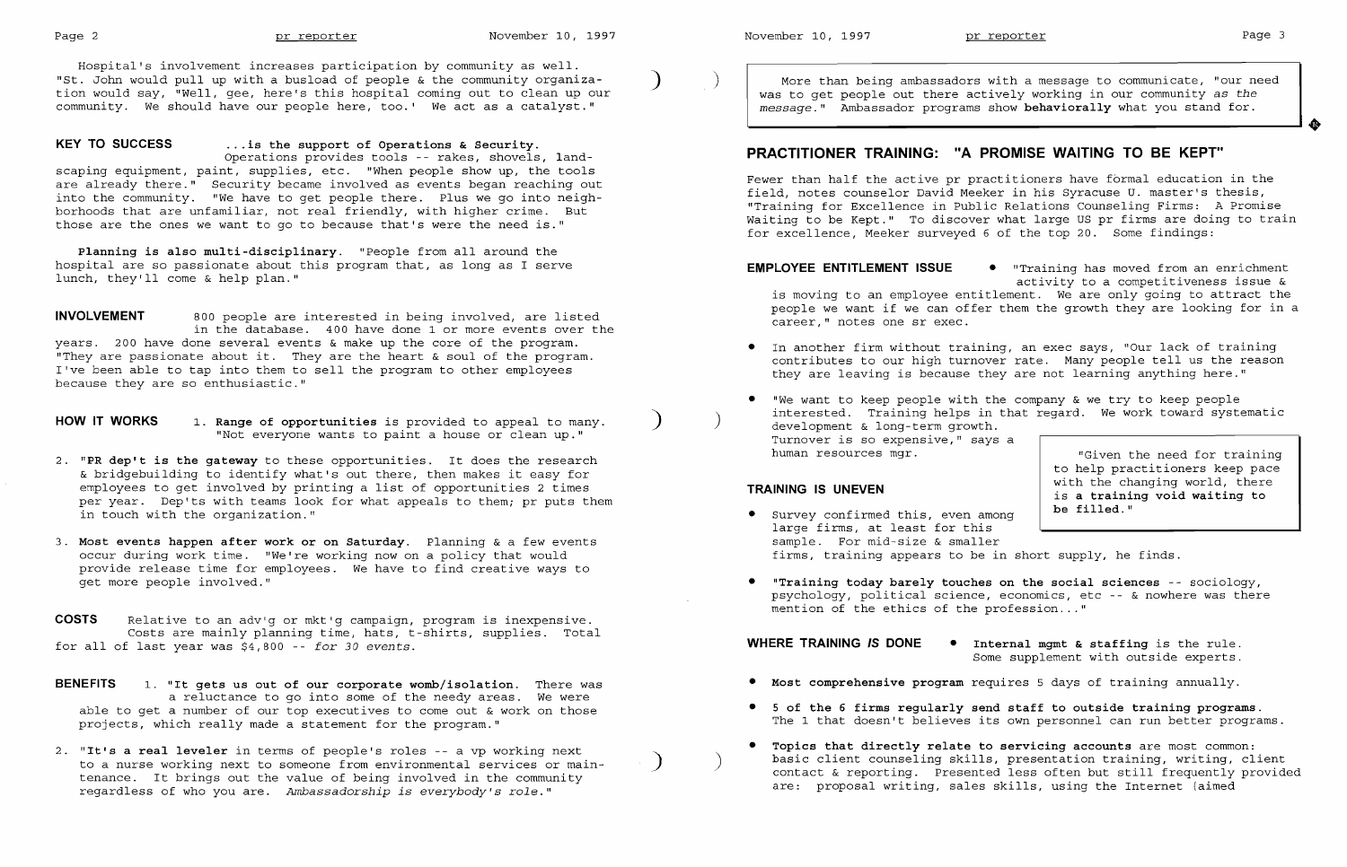Hospital's involvement increases participation by community as well. "St. John would pull up with a busload of people & the community organization would say, "Well, gee, here's this hospital coming out to clean up our community. We should have our people here, too.' We act as a catalyst."

**KEY TO SUCCESS** ...**is the support of Operations & Security.** Operations provides tools -- rakes, shovels, landscaping equipment, paint, supplies, etc. "When people show up, the tools are already there." Security became involved as events began reaching out into the community. "We have to get people there. Plus we go into neighborhoods that are unfamiliar, not real friendly, with higher crime. But those are the ones we want to go to because that's were the need is."

**Planning is also multi-disciplinary.** "People from all around the hospital are so passionate about this program that, as long as I serve lunch, they'll come & help plan."

**INVOLVEMENT** 800 people are interested in being involved, are listed in the database. 400 have done 1 or more events over the years. 200 have done several events & make up the core of the program. "They are passionate about it. They are the heart & soul of the program. I've been able to tap into them to sell the program to other employees because they are so enthusiastic."

**HOW IT WORKS** 1. **Range of opportunities** is provided to appeal to many. "Not everyone wants to paint a house or clean up."

2. **"PR dep't is the gateway** to these opportunities. It does the research & bridgebuilding to identify what's out there, then makes it easy for employees to get involved by printing a list of opportunities 2 times per year. Dep'ts with teams look for what appeals to them; pr puts them in touch with the organization."

3. **Most events happen after work or on Saturday.** Planning & a few events occur during work time. "We're working now on a policy that would provide release time for employees. We have to find creative ways to get more people involved."

**COSTS** Relative to an adv'g or mkt'g campaign, program is inexpensive. Costs are mainly planning time, hats, t-shirts, supplies. Total for all of last year was $4,800 -- *for 30 events.*

**BENEFITS** 1. **"It gets us out of our corporate womb/isolation.** There was a reluctance to go into some of the needy areas. We were able to get a number of our top executives to come out & work on those projects, which really made a statement for the program."

2. **"It's a real leveler** in terms of people's roles -- a vp working next to a nurse working next to someone from environmental services or maintenance. It brings out the value of being involved in the community regardless of who you are. *Ambassadorship is everybody's role.*"

More than being ambassadors with a message to communicate, "our need was to get people out there actively working in our community *as the message.*" Ambassador programs show **behaviorally** what you stand for.

## PRACTITIONER TRAINING: "A PROMISE WAITING TO BE KEPT"

Fewer than half the active pr practitioners have formal education in the field, notes counselor David Meeker in his Syracuse U. master's thesis, "Training for Excellence in Public Relations Counseling Firms: A Promise Waiting to be Kept." To discover what large US pr firms are doing to train for excellence, Meeker surveyed 6 of the top 20. Some findings:

**EMPLOYEE ENTITLEMENT ISSUE**

- "Training has moved from an enrichment activity to a competitiveness issue & is moving to an employee entitlement. We are only going to attract the people we want if we can offer them the growth they are looking for in a career," notes one sr exec.
- In another firm without training, an exec says, "Our lack of training contributes to our high turnover rate. Many people tell us the reason they are leaving is because they are not learning anything here."
- "We want to keep people with the company & we try to keep people interested. Training helps in that regard. We work toward systematic development & long-term growth. Turnover is so expensive," says a human resources mgr.

"Given the need for training to help practitioners keep pace with the changing world, there is **a training void waiting to be filled.**"

**TRAINING IS UNEVEN**

- Survey confirmed this, even among large firms, at least for this sample. For mid-size & smaller firms, training appears to be in short supply, he finds.
- **"Training today barely touches on the social sciences** -- sociology, psychology, political science, economics, etc -- & nowhere was there mention of the ethics of the profession..."

**WHERE TRAINING *IS* DONE**

- **Internal mgmt & staffing** is the rule. Some supplement with outside experts.
- **Most comprehensive program** requires 5 days of training annually.
- **5 of the 6 firms regularly send staff to outside training programs.** The 1 that doesn't believes its own personnel can run better programs.
- **Topics that directly relate to servicing accounts** are most common: basic client counseling skills, presentation training, writing, client contact & reporting. Presented less often but still frequently provided are: proposal writing, sales skills, using the Internet (aimed